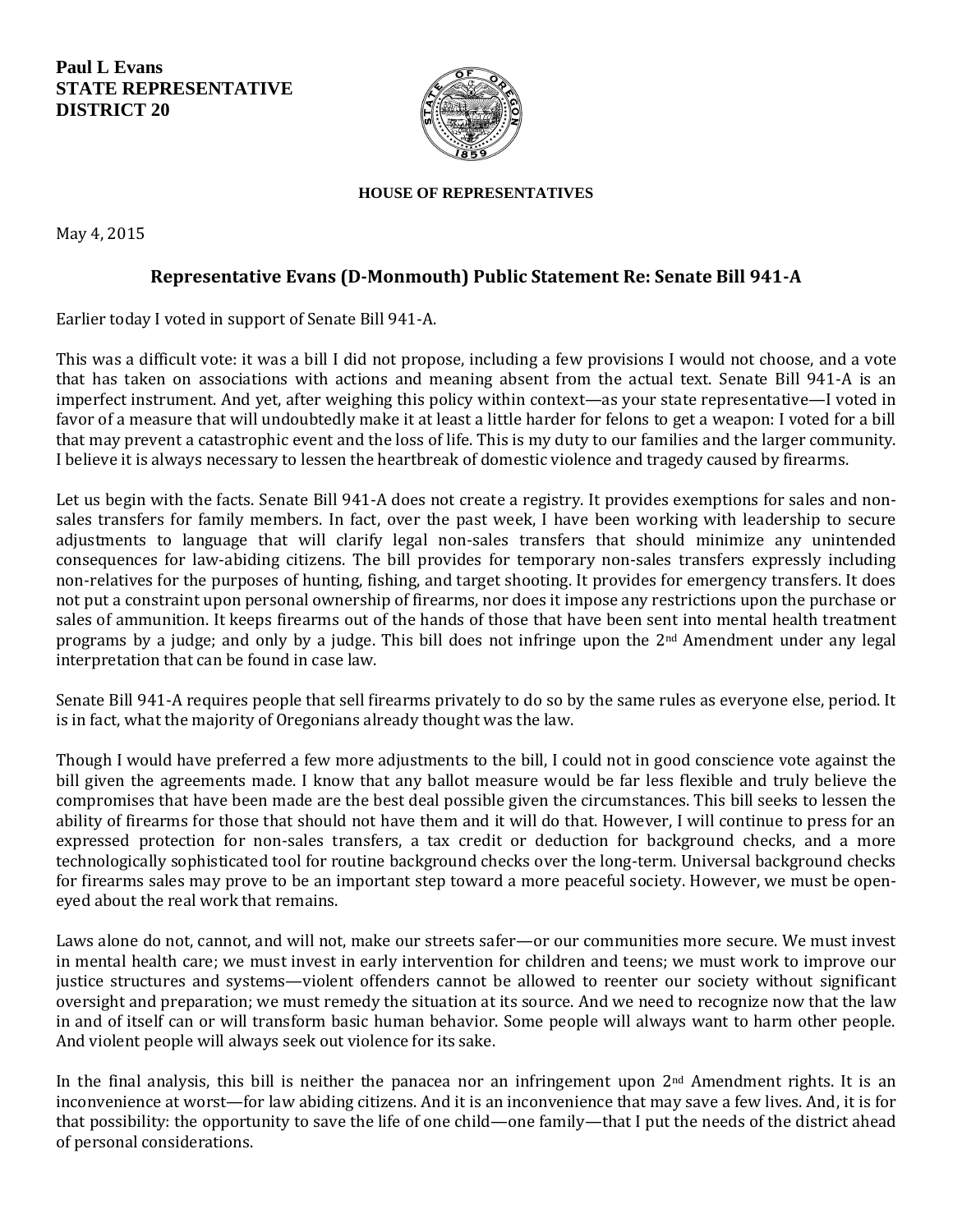**Paul L Evans**
**STATE REPRESENTATIVE**
**DISTRICT 20**

**HOUSE OF REPRESENTATIVES**

May 4, 2015

## Representative Evans (D-Monmouth) Public Statement Re: Senate Bill 941-A

Earlier today I voted in support of Senate Bill 941-A.

This was a difficult vote: it was a bill I did not propose, including a few provisions I would not choose, and a vote that has taken on associations with actions and meaning absent from the actual text. Senate Bill 941-A is an imperfect instrument. And yet, after weighing this policy within context—as your state representative—I voted in favor of a measure that will undoubtedly make it at least a little harder for felons to get a weapon: I voted for a bill that may prevent a catastrophic event and the loss of life. This is my duty to our families and the larger community. I believe it is always necessary to lessen the heartbreak of domestic violence and tragedy caused by firearms.

Let us begin with the facts. Senate Bill 941-A does not create a registry. It provides exemptions for sales and non-sales transfers for family members. In fact, over the past week, I have been working with leadership to secure adjustments to language that will clarify legal non-sales transfers that should minimize any unintended consequences for law-abiding citizens. The bill provides for temporary non-sales transfers expressly including non-relatives for the purposes of hunting, fishing, and target shooting. It provides for emergency transfers. It does not put a constraint upon personal ownership of firearms, nor does it impose any restrictions upon the purchase or sales of ammunition. It keeps firearms out of the hands of those that have been sent into mental health treatment programs by a judge; and only by a judge. This bill does not infringe upon the 2nd Amendment under any legal interpretation that can be found in case law.

Senate Bill 941-A requires people that sell firearms privately to do so by the same rules as everyone else, period. It is in fact, what the majority of Oregonians already thought was the law.

Though I would have preferred a few more adjustments to the bill, I could not in good conscience vote against the bill given the agreements made. I know that any ballot measure would be far less flexible and truly believe the compromises that have been made are the best deal possible given the circumstances. This bill seeks to lessen the ability of firearms for those that should not have them and it will do that. However, I will continue to press for an expressed protection for non-sales transfers, a tax credit or deduction for background checks, and a more technologically sophisticated tool for routine background checks over the long-term. Universal background checks for firearms sales may prove to be an important step toward a more peaceful society. However, we must be open-eyed about the real work that remains.

Laws alone do not, cannot, and will not, make our streets safer—or our communities more secure. We must invest in mental health care; we must invest in early intervention for children and teens; we must work to improve our justice structures and systems—violent offenders cannot be allowed to reenter our society without significant oversight and preparation; we must remedy the situation at its source. And we need to recognize now that the law in and of itself can or will transform basic human behavior. Some people will always want to harm other people. And violent people will always seek out violence for its sake.

In the final analysis, this bill is neither the panacea nor an infringement upon 2nd Amendment rights. It is an inconvenience at worst—for law abiding citizens. And it is an inconvenience that may save a few lives. And, it is for that possibility: the opportunity to save the life of one child—one family—that I put the needs of the district ahead of personal considerations.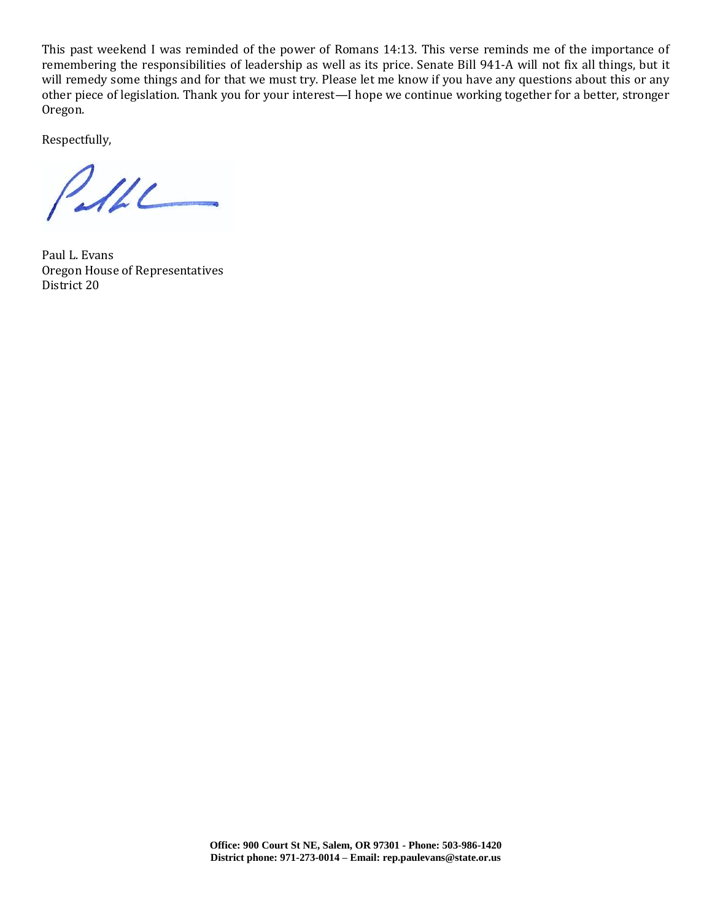This past weekend I was reminded of the power of Romans 14:13. This verse reminds me of the importance of remembering the responsibilities of leadership as well as its price. Senate Bill 941-A will not fix all things, but it will remedy some things and for that we must try. Please let me know if you have any questions about this or any other piece of legislation. Thank you for your interest—I hope we continue working together for a better, stronger Oregon.

Respectfully,

Paul L. Evans
Oregon House of Representatives
District 20

**Office: 900 Court St NE, Salem, OR 97301 - Phone: 503-986-1420**
**District phone: 971-273-0014 – Email: rep.paulevans@state.or.us**